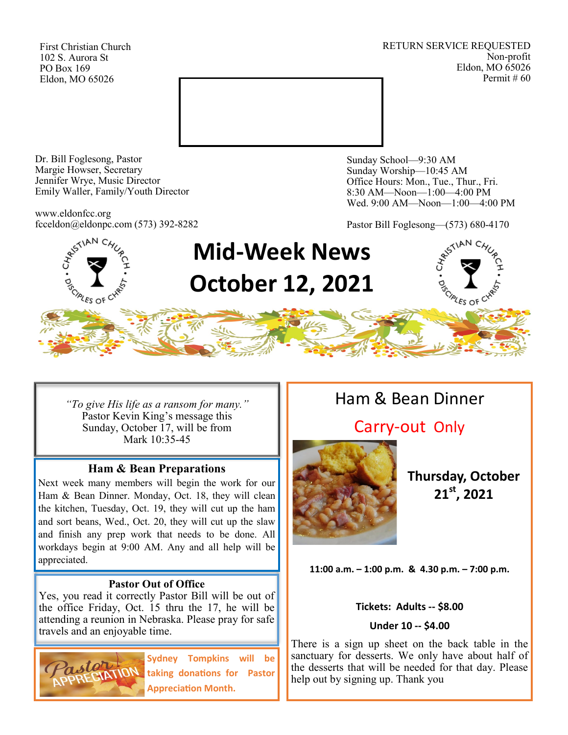First Christian Church
102 S. Aurora St
PO Box 169
Eldon, MO 65026

RETURN SERVICE REQUESTED
Non-profit
Eldon, MO 65026
Permit # 60

Dr. Bill Foglesong, Pastor
Margie Howser, Secretary
Jennifer Wrye, Music Director
Emily Waller, Family/Youth Director

www.eldonfcc.org
fcceldon@eldonpc.com (573) 392-8282

Sunday School—9:30 AM
Sunday Worship—10:45 AM
Office Hours: Mon., Tue., Thur., Fri.
8:30 AM—Noon—1:00—4:00 PM
Wed. 9:00 AM—Noon—1:00—4:00 PM

Pastor Bill Foglesong—(573) 680-4170

# Mid-Week News
# October 12, 2021

*"To give His life as a ransom for many."*
Pastor Kevin King's message this Sunday, October 17, will be from Mark 10:35-45

### Ham & Bean Preparations

Next week many members will begin the work for our Ham & Bean Dinner. Monday, Oct. 18, they will clean the kitchen, Tuesday, Oct. 19, they will cut up the ham and sort beans, Wed., Oct. 20, they will cut up the slaw and finish any prep work that needs to be done. All workdays begin at 9:00 AM. Any and all help will be appreciated.

### Pastor Out of Office

Yes, you read it correctly Pastor Bill will be out of the office Friday, Oct. 15 thru the 17, he will be attending a reunion in Nebraska. Please pray for safe travels and an enjoyable time.

Pastor APPRECIATION

**Sydney Tompkins will be taking donations for Pastor Appreciation Month.**

## Ham & Bean Dinner

## Carry-out Only

**Thursday, October 21st, 2021**

**11:00 a.m. – 1:00 p.m. & 4.30 p.m. – 7:00 p.m.**

**Tickets: Adults -- $8.00**

**Under 10 -- $4.00**

There is a sign up sheet on the back table in the sanctuary for desserts. We only have about half of the desserts that will be needed for that day. Please help out by signing up. Thank you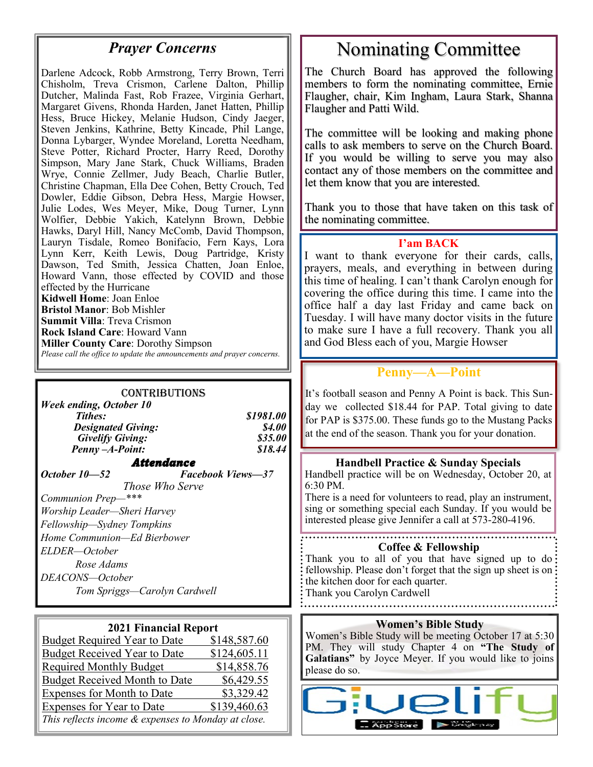## *Prayer Concerns*

Darlene Adcock, Robb Armstrong, Terry Brown, Terri Chisholm, Treva Crismon, Carlene Dalton, Phillip Dutcher, Malinda Fast, Rob Frazee, Virginia Gerhart, Margaret Givens, Rhonda Harden, Janet Hatten, Phillip Hess, Bruce Hickey, Melanie Hudson, Cindy Jaeger, Steven Jenkins, Kathrine, Betty Kincade, Phil Lange, Donna Lybarger, Wyndee Moreland, Loretta Needham, Steve Potter, Richard Procter, Harry Reed, Dorothy Simpson, Mary Jane Stark, Chuck Williams, Braden Wrye, Connie Zellmer, Judy Beach, Charlie Butler, Christine Chapman, Ella Dee Cohen, Betty Crouch, Ted Dowler, Eddie Gibson, Debra Hess, Margie Howser, Julie Lodes, Wes Meyer, Mike, Doug Turner, Lynn Wolfier, Debbie Yakich, Katelynn Brown, Debbie Hawks, Daryl Hill, Nancy McComb, David Thompson, Lauryn Tisdale, Romeo Bonifacio, Fern Kays, Lora Lynn Kerr, Keith Lewis, Doug Partridge, Kristy Dawson, Ted Smith, Jessica Chatten, Joan Enloe, Howard Vann, those effected by COVID and those effected by the Hurricane

**Kidwell Home**: Joan Enloe
**Bristol Manor**: Bob Mishler
**Summit Villa**: Treva Crismon
**Rock Island Care**: Howard Vann
**Miller County Care**: Dorothy Simpson

*Please call the office to update the announcements and prayer concerns.*

## CONTRIBUTIONS

***Week ending, October 10***

| | |
|---|---|
| ***Tithes:*** | ***$1981.00*** |
| ***Designated Giving:*** | ***$4.00*** |
| ***Givelify Giving:*** | ***$35.00*** |
| ***Penny –A-Point:*** | ***$18.44*** |

### *Attendance*

***October 10—52*** ***Facebook Views—37***

*Those Who Serve*

*Communion Prep—****

*Worship Leader—Sheri Harvey*

*Fellowship—Sydney Tompkins*

*Home Communion—Ed Bierbower*

*ELDER—October*

*Rose Adams*

*DEACONS—October*

*Tom Spriggs—Carolyn Cardwell*

## 2021 Financial Report

| | |
|---|---|
| Budget Required Year to Date | $148,587.60 |
| Budget Received Year to Date | $124,605.11 |
| Required Monthly Budget | $14,858.76 |
| Budget Received Month to Date | $6,429.55 |
| Expenses for Month to Date | $3,329.42 |
| Expenses for Year to Date | $139,460.63 |

*This reflects income & expenses to Monday at close.*

# Nominating Committee

The Church Board has approved the following members to form the nominating committee, Ernie Flaugher, chair, Kim Ingham, Laura Stark, Shanna Flaugher and Patti Wild.

The committee will be looking and making phone calls to ask members to serve on the Church Board. If you would be willing to serve you may also contact any of those members on the committee and let them know that you are interested.

Thank you to those that have taken on this task of the nominating committee.

## I'am BACK

I want to thank everyone for their cards, calls, prayers, meals, and everything in between during this time of healing. I can't thank Carolyn enough for covering the office during this time. I came into the office half a day last Friday and came back on Tuesday. I will have many doctor visits in the future to make sure I have a full recovery. Thank you all and God Bless each of you, Margie Howser

## Penny—A—Point

It's football season and Penny A Point is back. This Sunday we collected $18.44 for PAP. Total giving to date for PAP is $375.00. These funds go to the Mustang Packs at the end of the season. Thank you for your donation.

## Handbell Practice & Sunday Specials

Handbell practice will be on Wednesday, October 20, at 6:30 PM.

There is a need for volunteers to read, play an instrument, sing or something special each Sunday. If you would be interested please give Jennifer a call at 573-280-4196.

## Coffee & Fellowship

Thank you to all of you that have signed up to do fellowship. Please don't forget that the sign up sheet is on the kitchen door for each quarter.

Thank you Carolyn Cardwell

## Women's Bible Study

Women's Bible Study will be meeting October 17 at 5:30 PM. They will study Chapter 4 on **"The Study of Galatians"** by Joyce Meyer. If you would like to joins please do so.

Givelify